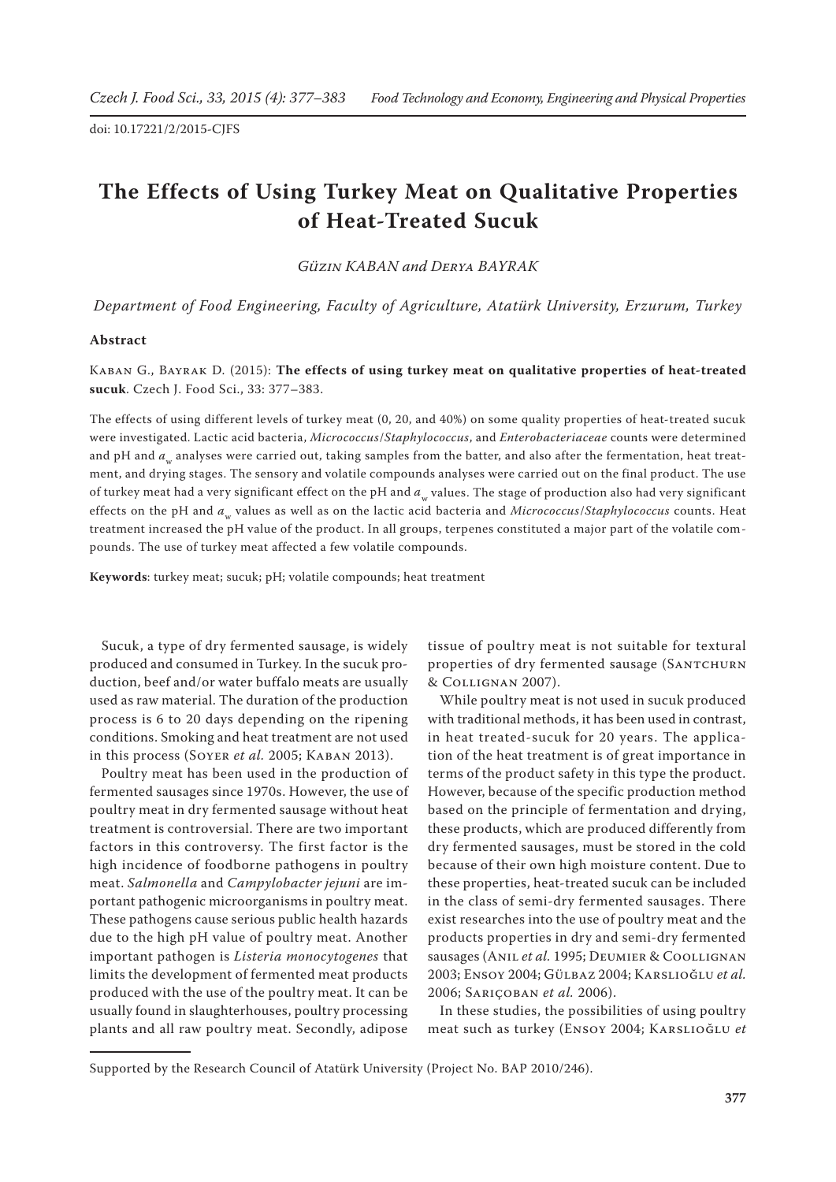doi: 10.17221/2/2015-CJFS

# The Effects of Using Turkey Meat on Qualitative Properties of Heat-Treated Sucuk

*Güzin KABAN and Derya BAYRAK*

*Department of Food Engineering, Faculty of Agriculture, Atatürk University, Erzurum, Turkey*

## Abstract

Kaban G., Bayrak D. (2015): **The effects of using turkey meat on qualitative properties of heat-treated sucuk**. Czech J. Food Sci., 33: 377–383.

The effects of using different levels of turkey meat (0, 20, and 40%) on some quality properties of heat-treated sucuk were investigated. Lactic acid bacteria, *Micrococcus*/*Staphylococcus*, and *Enterobacteriaceae* counts were determined and pH and $a_w$ analyses were carried out, taking samples from the batter, and also after the fermentation, heat treatment, and drying stages. The sensory and volatile compounds analyses were carried out on the final product. The use of turkey meat had a very significant effect on the pH and $a_w$ values. The stage of production also had very significant effects on the pH and $a_w$ values as well as on the lactic acid bacteria and *Micrococcus*/*Staphylococcus* counts. Heat treatment increased the pH value of the product. In all groups, terpenes constituted a major part of the volatile compounds. The use of turkey meat affected a few volatile compounds.

**Keywords**: turkey meat; sucuk; pH; volatile compounds; heat treatment

Sucuk, a type of dry fermented sausage, is widely produced and consumed in Turkey. In the sucuk production, beef and/or water buffalo meats are usually used as raw material. The duration of the production process is 6 to 20 days depending on the ripening conditions. Smoking and heat treatment are not used in this process (Soyer *et al.* 2005; Kaban 2013).

Poultry meat has been used in the production of fermented sausages since 1970s. However, the use of poultry meat in dry fermented sausage without heat treatment is controversial. There are two important factors in this controversy. The first factor is the high incidence of foodborne pathogens in poultry meat. *Salmonella* and *Campylobacter jejuni* are important pathogenic microorganisms in poultry meat. These pathogens cause serious public health hazards due to the high pH value of poultry meat. Another important pathogen is *Listeria monocytogenes* that limits the development of fermented meat products produced with the use of the poultry meat. It can be usually found in slaughterhouses, poultry processing plants and all raw poultry meat. Secondly, adipose tissue of poultry meat is not suitable for textural properties of dry fermented sausage (Santchurn & Collignan 2007).

While poultry meat is not used in sucuk produced with traditional methods, it has been used in contrast, in heat treated-sucuk for 20 years. The application of the heat treatment is of great importance in terms of the product safety in this type the product. However, because of the specific production method based on the principle of fermentation and drying, these products, which are produced differently from dry fermented sausages, must be stored in the cold because of their own high moisture content. Due to these properties, heat-treated sucuk can be included in the class of semi-dry fermented sausages. There exist researches into the use of poultry meat and the products properties in dry and semi-dry fermented sausages (Anil *et al.* 1995; Deumier & Coollignan 2003; Ensoy 2004; Gülbaz 2004; Karslioğlu *et al.* 2006; Sariçoban *et al.* 2006).

In these studies, the possibilities of using poultry meat such as turkey (Ensoy 2004; Karslioğlu *et*

---

Supported by the Research Council of Atatürk University (Project No. BAP 2010/246).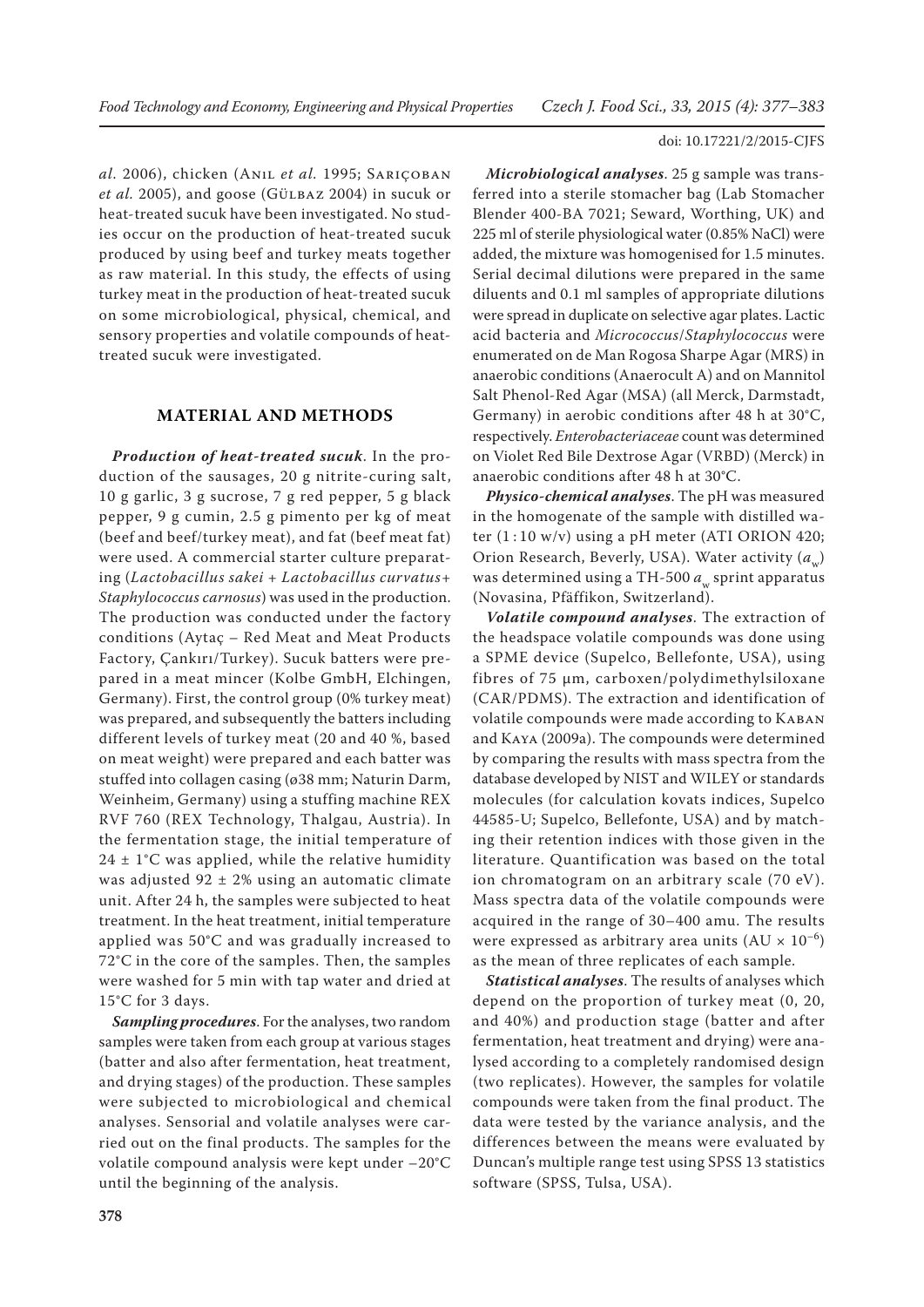*al.* 2006), chicken (Anil *et al.* 1995; Sariçoban *et al.* 2005), and goose (Gülbaz 2004) in sucuk or heat-treated sucuk have been investigated. No studies occur on the production of heat-treated sucuk produced by using beef and turkey meats together as raw material. In this study, the effects of using turkey meat in the production of heat-treated sucuk on some microbiological, physical, chemical, and sensory properties and volatile compounds of heat-treated sucuk were investigated.

## MATERIAL AND METHODS

***Production of heat-treated sucuk***. In the production of the sausages, 20 g nitrite-curing salt, 10 g garlic, 3 g sucrose, 7 g red pepper, 5 g black pepper, 9 g cumin, 2.5 g pimento per kg of meat (beef and beef/turkey meat), and fat (beef meat fat) were used. A commercial starter culture preparating (*Lactobacillus sakei* + *Lactobacillus curvatus*+ *Staphylococcus carnosus*) was used in the production. The production was conducted under the factory conditions (Aytaç – Red Meat and Meat Products Factory, Çankırı/Turkey). Sucuk batters were prepared in a meat mincer (Kolbe GmbH, Elchingen, Germany). First, the control group (0% turkey meat) was prepared, and subsequently the batters including different levels of turkey meat (20 and 40 %, based on meat weight) were prepared and each batter was stuffed into collagen casing (ø38 mm; Naturin Darm, Weinheim, Germany) using a stuffing machine REX RVF 760 (REX Technology, Thalgau, Austria). In the fermentation stage, the initial temperature of 24 ± 1°C was applied, while the relative humidity was adjusted 92 ± 2% using an automatic climate unit. After 24 h, the samples were subjected to heat treatment. In the heat treatment, initial temperature applied was 50°C and was gradually increased to 72°C in the core of the samples. Then, the samples were washed for 5 min with tap water and dried at 15°C for 3 days.

***Sampling procedures***. For the analyses, two random samples were taken from each group at various stages (batter and also after fermentation, heat treatment, and drying stages) of the production. These samples were subjected to microbiological and chemical analyses. Sensorial and volatile analyses were carried out on the final products. The samples for the volatile compound analysis were kept under –20°C until the beginning of the analysis.

***Microbiological analyses***. 25 g sample was transferred into a sterile stomacher bag (Lab Stomacher Blender 400-BA 7021; Seward, Worthing, UK) and 225 ml of sterile physiological water (0.85% NaCl) were added, the mixture was homogenised for 1.5 minutes. Serial decimal dilutions were prepared in the same diluents and 0.1 ml samples of appropriate dilutions were spread in duplicate on selective agar plates. Lactic acid bacteria and *Micrococcus*/*Staphylococcus* were enumerated on de Man Rogosa Sharpe Agar (MRS) in anaerobic conditions (Anaerocult A) and on Mannitol Salt Phenol-Red Agar (MSA) (all Merck, Darmstadt, Germany) in aerobic conditions after 48 h at 30°C, respectively. *Enterobacteriaceae* count was determined on Violet Red Bile Dextrose Agar (VRBD) (Merck) in anaerobic conditions after 48 h at 30°C.

***Physico-chemical analyses***. The pH was measured in the homogenate of the sample with distilled water (1 : 10 w/v) using a pH meter (ATI ORION 420; Orion Research, Beverly, USA). Water activity ($a_w$) was determined using a TH-500 $a_w$ sprint apparatus (Novasina, Pfäffikon, Switzerland).

***Volatile compound analyses***. The extraction of the headspace volatile compounds was done using a SPME device (Supelco, Bellefonte, USA), using fibres of 75 µm, carboxen/polydimethylsiloxane (CAR/PDMS). The extraction and identification of volatile compounds were made according to Kaban and Kaya (2009a). The compounds were determined by comparing the results with mass spectra from the database developed by NIST and WILEY or standards molecules (for calculation kovats indices, Supelco 44585-U; Supelco, Bellefonte, USA) and by matching their retention indices with those given in the literature. Quantification was based on the total ion chromatogram on an arbitrary scale (70 eV). Mass spectra data of the volatile compounds were acquired in the range of 30–400 amu. The results were expressed as arbitrary area units (AU × $10^{-6}$) as the mean of three replicates of each sample.

***Statistical analyses***. The results of analyses which depend on the proportion of turkey meat (0, 20, and 40%) and production stage (batter and after fermentation, heat treatment and drying) were analysed according to a completely randomised design (two replicates). However, the samples for volatile compounds were taken from the final product. The data were tested by the variance analysis, and the differences between the means were evaluated by Duncan's multiple range test using SPSS 13 statistics software (SPSS, Tulsa, USA).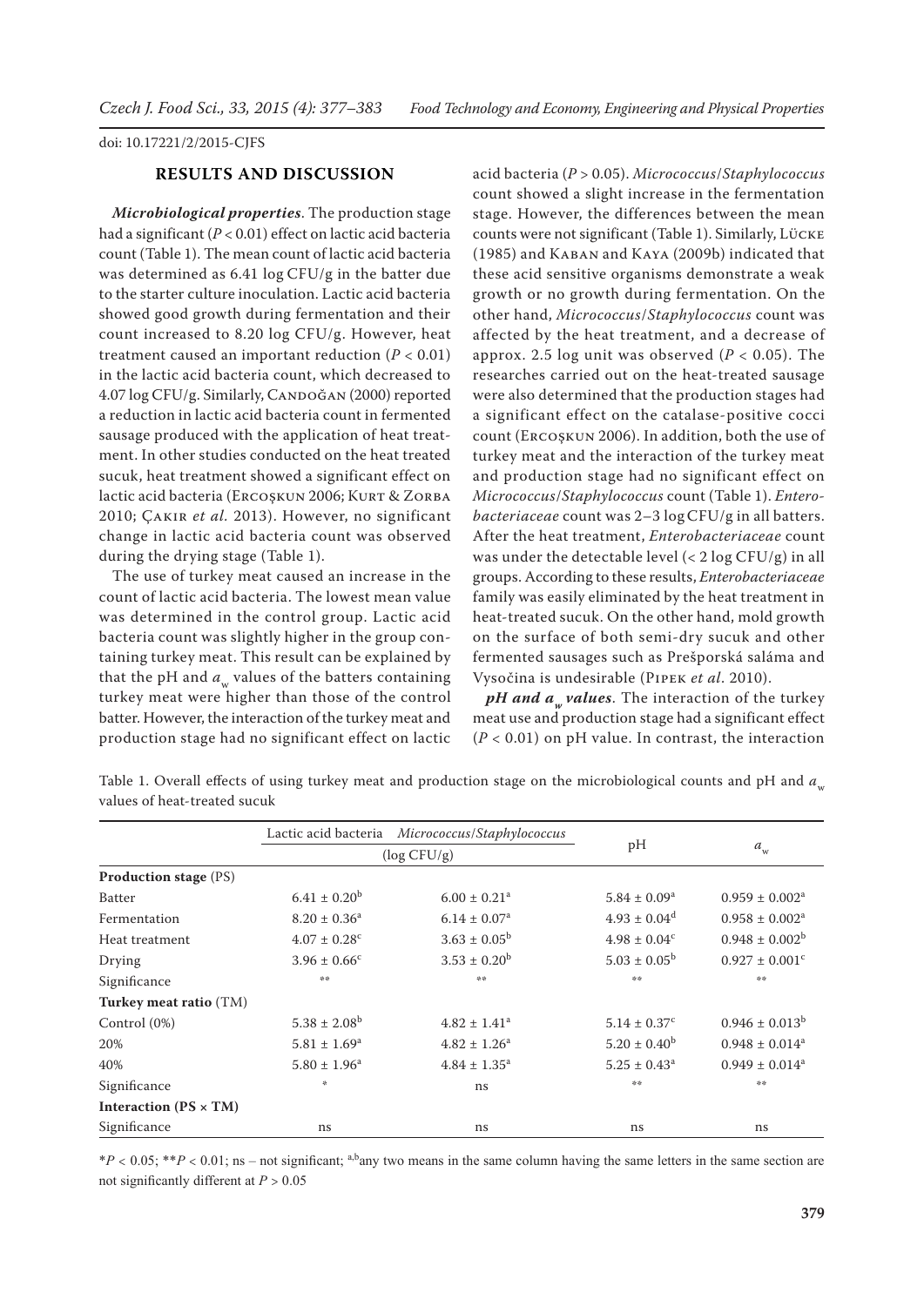doi: 10.17221/2/2015-CJFS

## RESULTS AND DISCUSSION

***Microbiological properties***. The production stage had a significant ($P < 0.01$) effect on lactic acid bacteria count (Table 1). The mean count of lactic acid bacteria was determined as 6.41 log CFU/g in the batter due to the starter culture inoculation. Lactic acid bacteria showed good growth during fermentation and their count increased to 8.20 log CFU/g. However, heat treatment caused an important reduction ($P < 0.01$) in the lactic acid bacteria count, which decreased to 4.07 log CFU/g. Similarly, Candoğan (2000) reported a reduction in lactic acid bacteria count in fermented sausage produced with the application of heat treatment. In other studies conducted on the heat treated sucuk, heat treatment showed a significant effect on lactic acid bacteria (Ercoşkun 2006; Kurt & Zorba 2010; Çakır *et al.* 2013). However, no significant change in lactic acid bacteria count was observed during the drying stage (Table 1).

The use of turkey meat caused an increase in the count of lactic acid bacteria. The lowest mean value was determined in the control group. Lactic acid bacteria count was slightly higher in the group containing turkey meat. This result can be explained by that the pH and $a_w$ values of the batters containing turkey meat were higher than those of the control batter. However, the interaction of the turkey meat and production stage had no significant effect on lactic acid bacteria ($P > 0.05$). *Micrococcus*/*Staphylococcus* count showed a slight increase in the fermentation stage. However, the differences between the mean counts were not significant (Table 1). Similarly, Lücke (1985) and Kaban and Kaya (2009b) indicated that these acid sensitive organisms demonstrate a weak growth or no growth during fermentation. On the other hand, *Micrococcus*/*Staphylococcus* count was affected by the heat treatment, and a decrease of approx. 2.5 log unit was observed ($P < 0.05$). The researches carried out on the heat-treated sausage were also determined that the production stages had a significant effect on the catalase-positive cocci count (Ercoşkun 2006). In addition, both the use of turkey meat and the interaction of the turkey meat and production stage had no significant effect on *Micrococcus*/*Staphylococcus* count (Table 1). *Enterobacteriaceae* count was 2–3 log CFU/g in all batters. After the heat treatment, *Enterobacteriaceae* count was under the detectable level (< 2 log CFU/g) in all groups. According to these results, *Enterobacteriaceae* family was easily eliminated by the heat treatment in heat-treated sucuk. On the other hand, mold growth on the surface of both semi-dry sucuk and other fermented sausages such as Prešporská saláma and Vysočina is undesirable (Pipek *et al.* 2010).

***pH and $a_w$ values***. The interaction of the turkey meat use and production stage had a significant effect ($P < 0.01$) on pH value. In contrast, the interaction

Table 1. Overall effects of using turkey meat and production stage on the microbiological counts and pH and $a_w$ values of heat-treated sucuk

| | Lactic acid bacteria | *Micrococcus*/*Staphylococcus* | pH | $a_w$ |
|---|---|---|---|---|
| | (log CFU/g) | | | |
| **Production stage** (PS) | | | | |
| Batter | $6.41 \pm 0.20^b$ | $6.00 \pm 0.21^a$ | $5.84 \pm 0.09^a$ | $0.959 \pm 0.002^a$ |
| Fermentation | $8.20 \pm 0.36^a$ | $6.14 \pm 0.07^a$ | $4.93 \pm 0.04^d$ | $0.958 \pm 0.002^a$ |
| Heat treatment | $4.07 \pm 0.28^c$ | $3.63 \pm 0.05^b$ | $4.98 \pm 0.04^c$ | $0.948 \pm 0.002^b$ |
| Drying | $3.96 \pm 0.66^c$ | $3.53 \pm 0.20^b$ | $5.03 \pm 0.05^b$ | $0.927 \pm 0.001^c$ |
| Significance | ** | ** | ** | ** |
| **Turkey meat ratio** (TM) | | | | |
| Control (0%) | $5.38 \pm 2.08^b$ | $4.82 \pm 1.41^a$ | $5.14 \pm 0.37^c$ | $0.946 \pm 0.013^b$ |
| 20% | $5.81 \pm 1.69^a$ | $4.82 \pm 1.26^a$ | $5.20 \pm 0.40^b$ | $0.948 \pm 0.014^a$ |
| 40% | $5.80 \pm 1.96^a$ | $4.84 \pm 1.35^a$ | $5.25 \pm 0.43^a$ | $0.949 \pm 0.014^a$ |
| Significance | * | ns | ** | ** |
| **Interaction (PS × TM)** | | | | |
| Significance | ns | ns | ns | ns |

*$P < 0.05$; **$P < 0.01$; ns – not significant; [a,b]any two means in the same column having the same letters in the same section are not significantly different at $P > 0.05$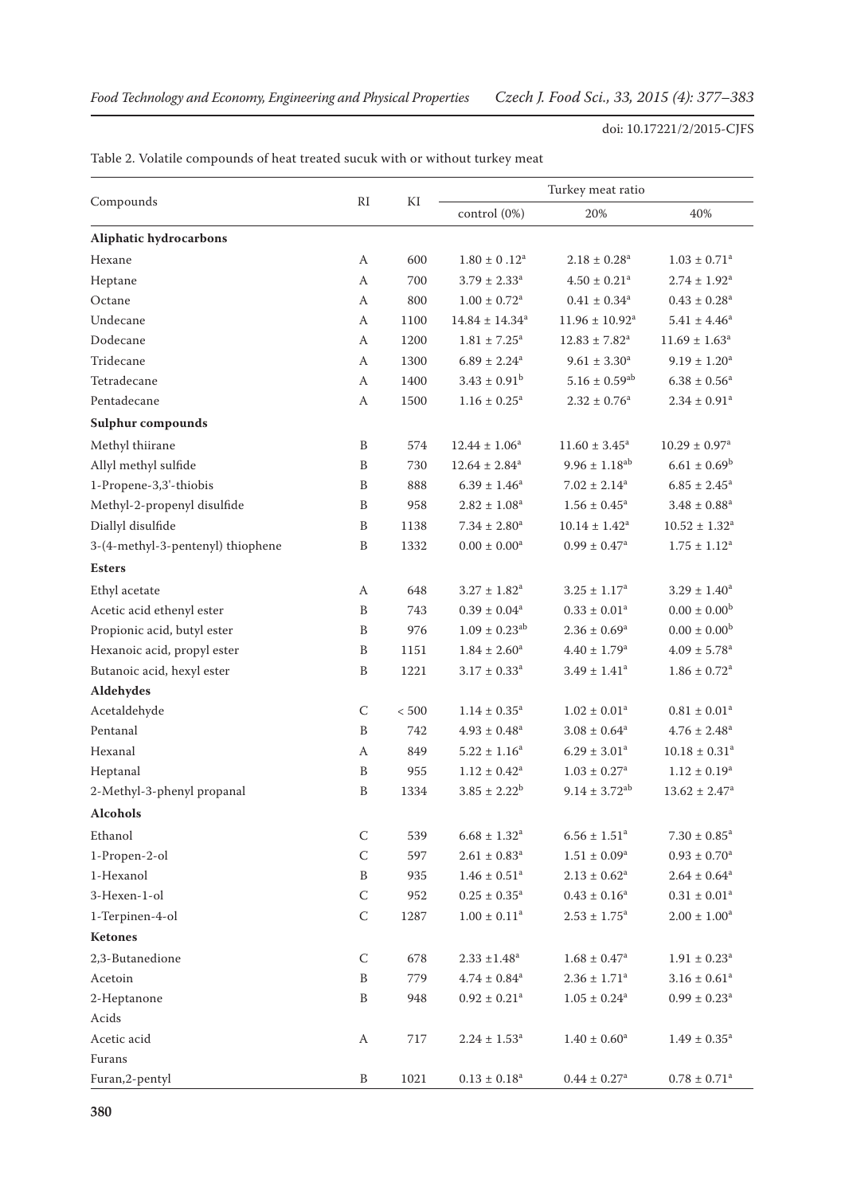Table 2. Volatile compounds of heat treated sucuk with or without turkey meat

| Compounds | RI | KI | Turkey meat ratio | | |
|---|---|---|---|---|---|
| | | | control (0%) | 20% | 40% |
| **Aliphatic hydrocarbons** | | | | | |
| Hexane | A | 600 | $1.80 \pm 0.12^{a}$ | $2.18 \pm 0.28^{a}$ | $1.03 \pm 0.71^{a}$ |
| Heptane | A | 700 | $3.79 \pm 2.33^{a}$ | $4.50 \pm 0.21^{a}$ | $2.74 \pm 1.92^{a}$ |
| Octane | A | 800 | $1.00 \pm 0.72^{a}$ | $0.41 \pm 0.34^{a}$ | $0.43 \pm 0.28^{a}$ |
| Undecane | A | 1100 | $14.84 \pm 14.34^{a}$ | $11.96 \pm 10.92^{a}$ | $5.41 \pm 4.46^{a}$ |
| Dodecane | A | 1200 | $1.81 \pm 7.25^{a}$ | $12.83 \pm 7.82^{a}$ | $11.69 \pm 1.63^{a}$ |
| Tridecane | A | 1300 | $6.89 \pm 2.24^{a}$ | $9.61 \pm 3.30^{a}$ | $9.19 \pm 1.20^{a}$ |
| Tetradecane | A | 1400 | $3.43 \pm 0.91^{b}$ | $5.16 \pm 0.59^{ab}$ | $6.38 \pm 0.56^{a}$ |
| Pentadecane | A | 1500 | $1.16 \pm 0.25^{a}$ | $2.32 \pm 0.76^{a}$ | $2.34 \pm 0.91^{a}$ |
| **Sulphur compounds** | | | | | |
| Methyl thiirane | B | 574 | $12.44 \pm 1.06^{a}$ | $11.60 \pm 3.45^{a}$ | $10.29 \pm 0.97^{a}$ |
| Allyl methyl sulfide | B | 730 | $12.64 \pm 2.84^{a}$ | $9.96 \pm 1.18^{ab}$ | $6.61 \pm 0.69^{b}$ |
| 1-Propene-3,3'-thiobis | B | 888 | $6.39 \pm 1.46^{a}$ | $7.02 \pm 2.14^{a}$ | $6.85 \pm 2.45^{a}$ |
| Methyl-2-propenyl disulfide | B | 958 | $2.82 \pm 1.08^{a}$ | $1.56 \pm 0.45^{a}$ | $3.48 \pm 0.88^{a}$ |
| Diallyl disulfide | B | 1138 | $7.34 \pm 2.80^{a}$ | $10.14 \pm 1.42^{a}$ | $10.52 \pm 1.32^{a}$ |
| 3-(4-methyl-3-pentenyl) thiophene | B | 1332 | $0.00 \pm 0.00^{a}$ | $0.99 \pm 0.47^{a}$ | $1.75 \pm 1.12^{a}$ |
| **Esters** | | | | | |
| Ethyl acetate | A | 648 | $3.27 \pm 1.82^{a}$ | $3.25 \pm 1.17^{a}$ | $3.29 \pm 1.40^{a}$ |
| Acetic acid ethenyl ester | B | 743 | $0.39 \pm 0.04^{a}$ | $0.33 \pm 0.01^{a}$ | $0.00 \pm 0.00^{b}$ |
| Propionic acid, butyl ester | B | 976 | $1.09 \pm 0.23^{ab}$ | $2.36 \pm 0.69^{a}$ | $0.00 \pm 0.00^{b}$ |
| Hexanoic acid, propyl ester | B | 1151 | $1.84 \pm 2.60^{a}$ | $4.40 \pm 1.79^{a}$ | $4.09 \pm 5.78^{a}$ |
| Butanoic acid, hexyl ester | B | 1221 | $3.17 \pm 0.33^{a}$ | $3.49 \pm 1.41^{a}$ | $1.86 \pm 0.72^{a}$ |
| **Aldehydes** | | | | | |
| Acetaldehyde | C | < 500 | $1.14 \pm 0.35^{a}$ | $1.02 \pm 0.01^{a}$ | $0.81 \pm 0.01^{a}$ |
| Pentanal | B | 742 | $4.93 \pm 0.48^{a}$ | $3.08 \pm 0.64^{a}$ | $4.76 \pm 2.48^{a}$ |
| Hexanal | A | 849 | $5.22 \pm 1.16^{a}$ | $6.29 \pm 3.01^{a}$ | $10.18 \pm 0.31^{a}$ |
| Heptanal | B | 955 | $1.12 \pm 0.42^{a}$ | $1.03 \pm 0.27^{a}$ | $1.12 \pm 0.19^{a}$ |
| 2-Methyl-3-phenyl propanal | B | 1334 | $3.85 \pm 2.22^{b}$ | $9.14 \pm 3.72^{ab}$ | $13.62 \pm 2.47^{a}$ |
| **Alcohols** | | | | | |
| Ethanol | C | 539 | $6.68 \pm 1.32^{a}$ | $6.56 \pm 1.51^{a}$ | $7.30 \pm 0.85^{a}$ |
| 1-Propen-2-ol | C | 597 | $2.61 \pm 0.83^{a}$ | $1.51 \pm 0.09^{a}$ | $0.93 \pm 0.70^{a}$ |
| 1-Hexanol | B | 935 | $1.46 \pm 0.51^{a}$ | $2.13 \pm 0.62^{a}$ | $2.64 \pm 0.64^{a}$ |
| 3-Hexen-1-ol | C | 952 | $0.25 \pm 0.35^{a}$ | $0.43 \pm 0.16^{a}$ | $0.31 \pm 0.01^{a}$ |
| 1-Terpinen-4-ol | C | 1287 | $1.00 \pm 0.11^{a}$ | $2.53 \pm 1.75^{a}$ | $2.00 \pm 1.00^{a}$ |
| **Ketones** | | | | | |
| 2,3-Butanedione | C | 678 | $2.33 \pm 1.48^{a}$ | $1.68 \pm 0.47^{a}$ | $1.91 \pm 0.23^{a}$ |
| Acetoin | B | 779 | $4.74 \pm 0.84^{a}$ | $2.36 \pm 1.71^{a}$ | $3.16 \pm 0.61^{a}$ |
| 2-Heptanone | B | 948 | $0.92 \pm 0.21^{a}$ | $1.05 \pm 0.24^{a}$ | $0.99 \pm 0.23^{a}$ |
| Acids | | | | | |
| Acetic acid | A | 717 | $2.24 \pm 1.53^{a}$ | $1.40 \pm 0.60^{a}$ | $1.49 \pm 0.35^{a}$ |
| Furans | | | | | |
| Furan,2-pentyl | B | 1021 | $0.13 \pm 0.18^{a}$ | $0.44 \pm 0.27^{a}$ | $0.78 \pm 0.71^{a}$ |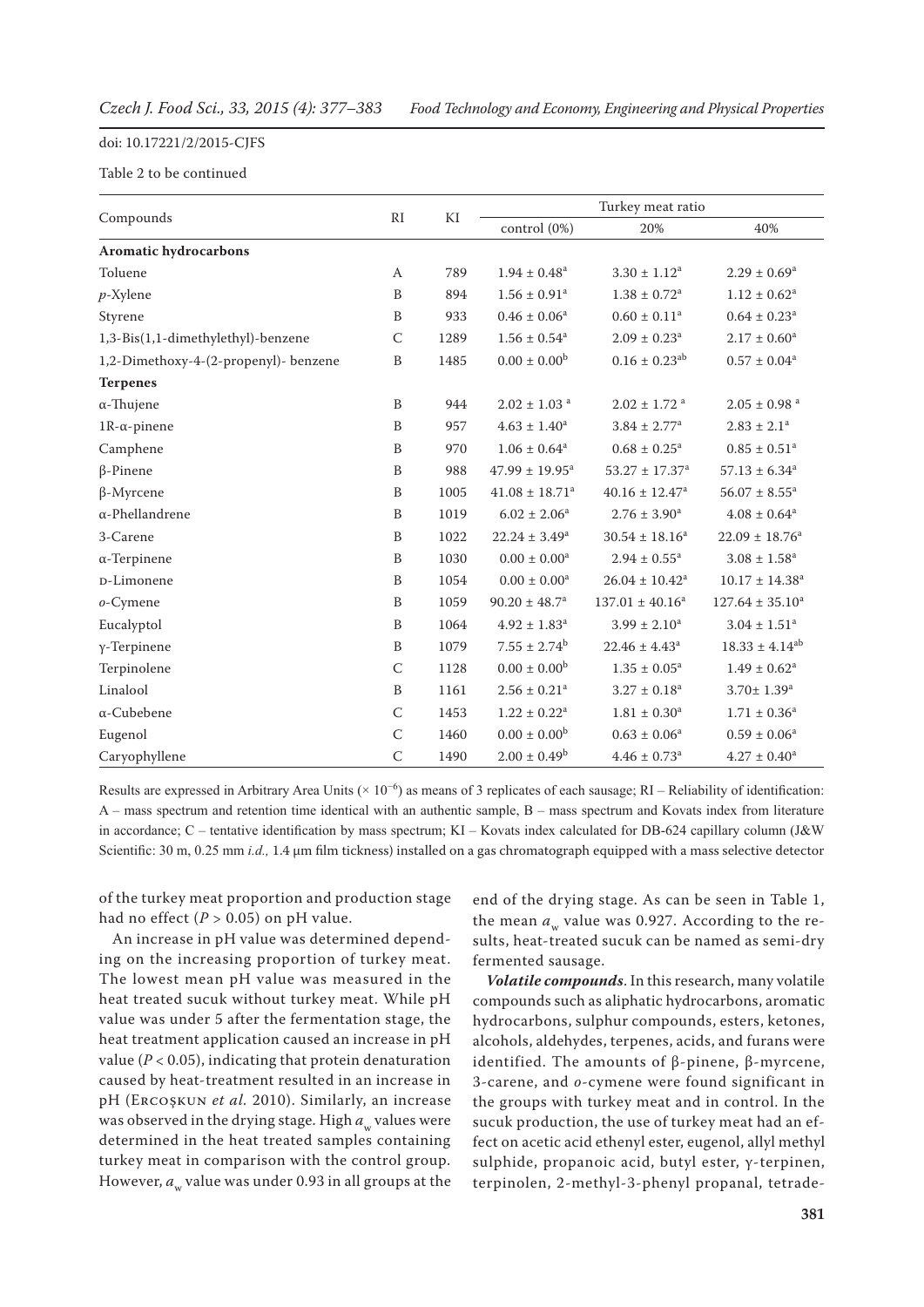doi: 10.17221/2/2015-CJFS

Table 2 to be continued

| Compounds | RI | KI | Turkey meat ratio | | |
|---|---|---|---|---|---|
| | | | control (0%) | 20% | 40% |
| **Aromatic hydrocarbons** | | | | | |
| Toluene | A | 789 | 1.94 ± 0.48[a] | 3.30 ± 1.12[a] | 2.29 ± 0.69[a] |
| *p*-Xylene | B | 894 | 1.56 ± 0.91[a] | 1.38 ± 0.72[a] | 1.12 ± 0.62[a] |
| Styrene | B | 933 | 0.46 ± 0.06[a] | 0.60 ± 0.11[a] | 0.64 ± 0.23[a] |
| 1,3-Bis(1,1-dimethylethyl)-benzene | C | 1289 | 1.56 ± 0.54[a] | 2.09 ± 0.23[a] | 2.17 ± 0.60[a] |
| 1,2-Dimethoxy-4-(2-propenyl)- benzene | B | 1485 | 0.00 ± 0.00[b] | 0.16 ± 0.23[ab] | 0.57 ± 0.04[a] |
| **Terpenes** | | | | | |
| α-Thujene | B | 944 | 2.02 ± 1.03 [a] | 2.02 ± 1.72 [a] | 2.05 ± 0.98 [a] |
| 1R-α-pinene | B | 957 | 4.63 ± 1.40[a] | 3.84 ± 2.77[a] | 2.83 ± 2.1[a] |
| Camphene | B | 970 | 1.06 ± 0.64[a] | 0.68 ± 0.25[a] | 0.85 ± 0.51[a] |
| β-Pinene | B | 988 | 47.99 ± 19.95[a] | 53.27 ± 17.37[a] | 57.13 ± 6.34[a] |
| β-Myrcene | B | 1005 | 41.08 ± 18.71[a] | 40.16 ± 12.47[a] | 56.07 ± 8.55[a] |
| α-Phellandrene | B | 1019 | 6.02 ± 2.06[a] | 2.76 ± 3.90[a] | 4.08 ± 0.64[a] |
| 3-Carene | B | 1022 | 22.24 ± 3.49[a] | 30.54 ± 18.16[a] | 22.09 ± 18.76[a] |
| α-Terpinene | B | 1030 | 0.00 ± 0.00[a] | 2.94 ± 0.55[a] | 3.08 ± 1.58[a] |
| D-Limonene | B | 1054 | 0.00 ± 0.00[a] | 26.04 ± 10.42[a] | 10.17 ± 14.38[a] |
| *o*-Cymene | B | 1059 | 90.20 ± 48.7[a] | 137.01 ± 40.16[a] | 127.64 ± 35.10[a] |
| Eucalyptol | B | 1064 | 4.92 ± 1.83[a] | 3.99 ± 2.10[a] | 3.04 ± 1.51[a] |
| γ-Terpinene | B | 1079 | 7.55 ± 2.74[b] | 22.46 ± 4.43[a] | 18.33 ± 4.14[ab] |
| Terpinolene | C | 1128 | 0.00 ± 0.00[b] | 1.35 ± 0.05[a] | 1.49 ± 0.62[a] |
| Linalool | B | 1161 | 2.56 ± 0.21[a] | 3.27 ± 0.18[a] | 3.70± 1.39[a] |
| α-Cubebene | C | 1453 | 1.22 ± 0.22[a] | 1.81 ± 0.30[a] | 1.71 ± 0.36[a] |
| Eugenol | C | 1460 | 0.00 ± 0.00[b] | 0.63 ± 0.06[a] | 0.59 ± 0.06[a] |
| Caryophyllene | C | 1490 | 2.00 ± 0.49[b] | 4.46 ± 0.73[a] | 4.27 ± 0.40[a] |

Results are expressed in Arbitrary Area Units ($\times 10^{-6}$) as means of 3 replicates of each sausage; RI – Reliability of identification: A – mass spectrum and retention time identical with an authentic sample, B – mass spectrum and Kovats index from literature in accordance; C – tentative identification by mass spectrum; KI – Kovats index calculated for DB-624 capillary column (J&W Scientific: 30 m, 0.25 mm *i.d.,* 1.4 µm film tickness) installed on a gas chromatograph equipped with a mass selective detector

of the turkey meat proportion and production stage had no effect ($P > 0.05$) on pH value.

An increase in pH value was determined depending on the increasing proportion of turkey meat. The lowest mean pH value was measured in the heat treated sucuk without turkey meat. While pH value was under 5 after the fermentation stage, the heat treatment application caused an increase in pH value ($P < 0.05$), indicating that protein denaturation caused by heat-treatment resulted in an increase in pH (Ercoşkun *et al.* 2010). Similarly, an increase was observed in the drying stage. High $a_w$ values were determined in the heat treated samples containing turkey meat in comparison with the control group. However, $a_w$ value was under 0.93 in all groups at the end of the drying stage. As can be seen in Table 1, the mean $a_w$ value was 0.927. According to the results, heat-treated sucuk can be named as semi-dry fermented sausage.

***Volatile compounds***. In this research, many volatile compounds such as aliphatic hydrocarbons, aromatic hydrocarbons, sulphur compounds, esters, ketones, alcohols, aldehydes, terpenes, acids, and furans were identified. The amounts of β-pinene, β-myrcene, 3-carene, and *o*-cymene were found significant in the groups with turkey meat and in control. In the sucuk production, the use of turkey meat had an effect on acetic acid ethenyl ester, eugenol, allyl methyl sulphide, propanoic acid, butyl ester, γ-terpinen, terpinolen, 2-methyl-3-phenyl propanal, tetrade-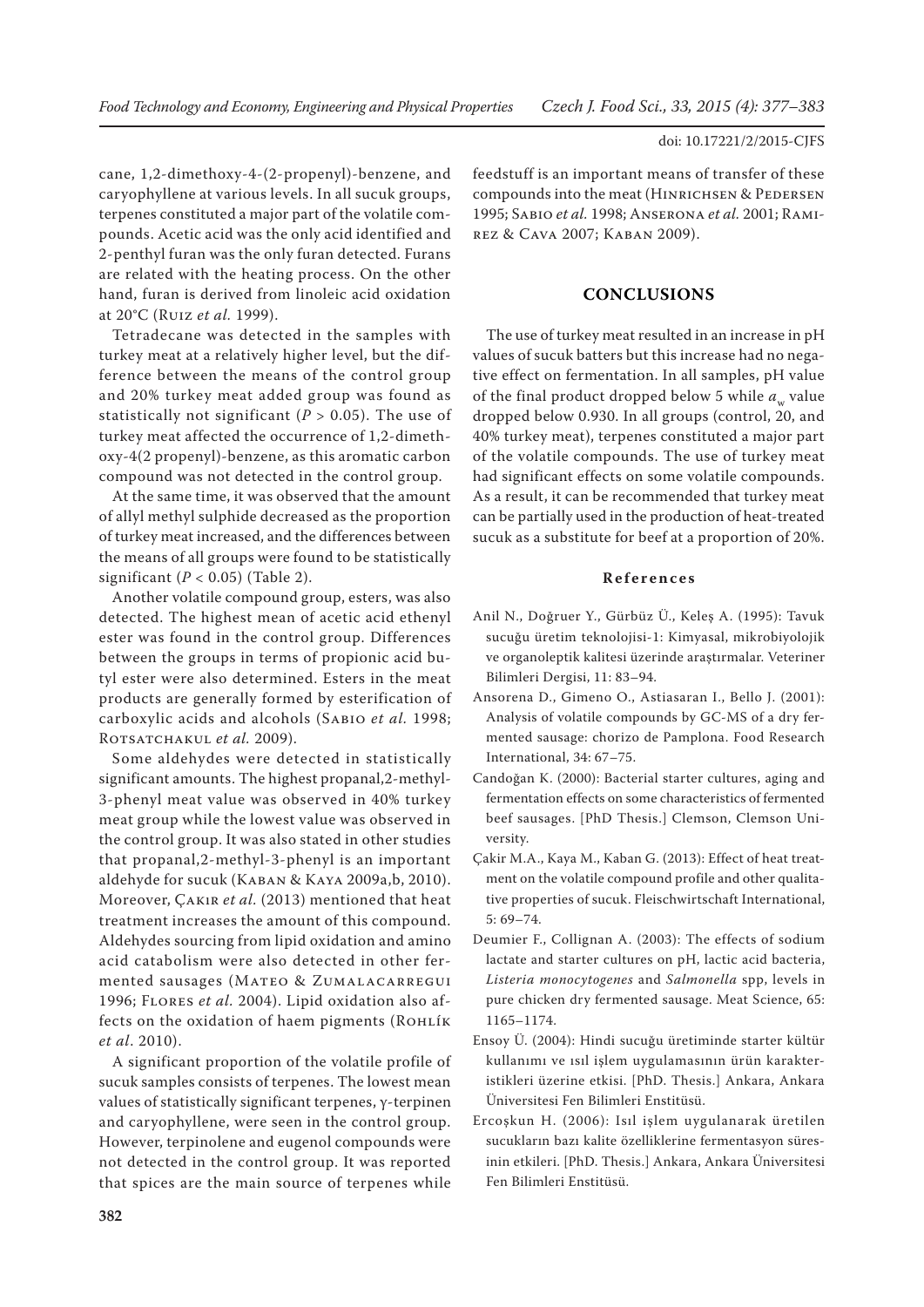cane, 1,2-dimethoxy-4-(2-propenyl)-benzene, and caryophyllene at various levels. In all sucuk groups, terpenes constituted a major part of the volatile compounds. Acetic acid was the only acid identified and 2-penthyl furan was the only furan detected. Furans are related with the heating process. On the other hand, furan is derived from linoleic acid oxidation at 20°C (Ruiz *et al.* 1999).

Tetradecane was detected in the samples with turkey meat at a relatively higher level, but the difference between the means of the control group and 20% turkey meat added group was found as statistically not significant ($P > 0.05$). The use of turkey meat affected the occurrence of 1,2-dimethoxy-4(2 propenyl)-benzene, as this aromatic carbon compound was not detected in the control group.

At the same time, it was observed that the amount of allyl methyl sulphide decreased as the proportion of turkey meat increased, and the differences between the means of all groups were found to be statistically significant ($P < 0.05$) (Table 2).

Another volatile compound group, esters, was also detected. The highest mean of acetic acid ethenyl ester was found in the control group. Differences between the groups in terms of propionic acid butyl ester were also determined. Esters in the meat products are generally formed by esterification of carboxylic acids and alcohols (Sabio *et al.* 1998; Rotsatchakul *et al.* 2009).

Some aldehydes were detected in statistically significant amounts. The highest propanal,2-methyl-3-phenyl meat value was observed in 40% turkey meat group while the lowest value was observed in the control group. It was also stated in other studies that propanal,2-methyl-3-phenyl is an important aldehyde for sucuk (Kaban & Kaya 2009a,b, 2010). Moreover, Çakir *et al.* (2013) mentioned that heat treatment increases the amount of this compound. Aldehydes sourcing from lipid oxidation and amino acid catabolism were also detected in other fermented sausages (Mateo & Zumalacarregui 1996; Flores *et al.* 2004). Lipid oxidation also affects on the oxidation of haem pigments (Rohlík *et al.* 2010).

A significant proportion of the volatile profile of sucuk samples consists of terpenes. The lowest mean values of statistically significant terpenes, γ-terpinen and caryophyllene, were seen in the control group. However, terpinolene and eugenol compounds were not detected in the control group. It was reported that spices are the main source of terpenes while feedstuff is an important means of transfer of these compounds into the meat (Hinrichsen & Pedersen 1995; Sabio *et al.* 1998; Anserona *et al.* 2001; Ramirez & Cava 2007; Kaban 2009).

## CONCLUSIONS

The use of turkey meat resulted in an increase in pH values of sucuk batters but this increase had no negative effect on fermentation. In all samples, pH value of the final product dropped below 5 while $a_w$ value dropped below 0.930. In all groups (control, 20, and 40% turkey meat), terpenes constituted a major part of the volatile compounds. The use of turkey meat had significant effects on some volatile compounds. As a result, it can be recommended that turkey meat can be partially used in the production of heat-treated sucuk as a substitute for beef at a proportion of 20%.

### References

Anil N., Doğruer Y., Gürbüz Ü., Keleş A. (1995): Tavuk sucuğu üretim teknolojisi-1: Kimyasal, mikrobiyolojik ve organoleptik kalitesi üzerinde araştırmalar. Veteriner Bilimleri Dergisi, 11: 83–94.

Ansorena D., Gimeno O., Astiasaran I., Bello J. (2001): Analysis of volatile compounds by GC-MS of a dry fermented sausage: chorizo de Pamplona. Food Research International, 34: 67–75.

Candoğan K. (2000): Bacterial starter cultures, aging and fermentation effects on some characteristics of fermented beef sausages. [PhD Thesis.] Clemson, Clemson University.

Çakir M.A., Kaya M., Kaban G. (2013): Effect of heat treatment on the volatile compound profile and other qualitative properties of sucuk. Fleischwirtschaft International, 5: 69–74.

Deumier F., Collignan A. (2003): The effects of sodium lactate and starter cultures on pH, lactic acid bacteria, *Listeria monocytogenes* and *Salmonella* spp, levels in pure chicken dry fermented sausage. Meat Science, 65: 1165–1174.

Ensoy Ü. (2004): Hindi sucuğu üretiminde starter kültür kullanımı ve ısıl işlem uygulamasının ürün karakteristikleri üzerine etkisi. [PhD. Thesis.] Ankara, Ankara Üniversitesi Fen Bilimleri Enstitüsü.

Ercoşkun H. (2006): Isıl işlem uygulanarak üretilen sucukların bazı kalite özelliklerine fermentasyon süresinin etkileri. [PhD. Thesis.] Ankara, Ankara Üniversitesi Fen Bilimleri Enstitüsü.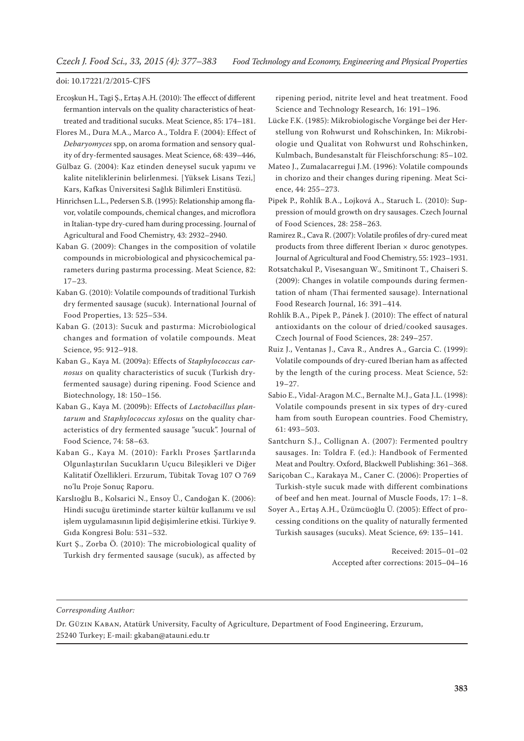Ercoşkun H., Tagi Ş., Ertaş A.H. (2010): The effecct of different fermantion intervals on the quality characteristics of heat-treated and traditional sucuks. Meat Science, 85: 174–181.

Flores M., Dura M.A., Marco A., Toldra F. (2004): Effect of *Debaryomyces* spp, on aroma formation and sensory quality of dry-fermented sausages. Meat Science, 68: 439–446,

Gülbaz G. (2004): Kaz etinden deneysel sucuk yapımı ve kalite niteliklerinin belirlenmesi. [Yüksek Lisans Tezi,] Kars, Kafkas Üniversitesi Sağlık Bilimleri Enstitüsü.

Hinrichsen L.L., Pedersen S.B. (1995): Relationship among flavor, volatile compounds, chemical changes, and microflora in Italian-type dry-cured ham during processing. Journal of Agricultural and Food Chemistry, 43: 2932–2940.

Kaban G. (2009): Changes in the composition of volatile compounds in microbiological and physicochemical parameters during pastırma processing. Meat Science, 82: 17–23.

Kaban G. (2010): Volatile compounds of traditional Turkish dry fermented sausage (sucuk). International Journal of Food Properties, 13: 525–534.

Kaban G. (2013): Sucuk and pastırma: Microbiological changes and formation of volatile compounds. Meat Science, 95: 912–918.

Kaban G., Kaya M. (2009a): Effects of *Staphylococcus carnosus* on quality characteristics of sucuk (Turkish dry-fermented sausage) during ripening. Food Science and Biotechnology, 18: 150–156.

Kaban G., Kaya M. (2009b): Effects of *Lactobacillus plantarum* and *Staphylococcus xylosus* on the quality characteristics of dry fermented sausage "sucuk". Journal of Food Science, 74: 58–63.

Kaban G., Kaya M. (2010): Farklı Proses Şartlarında Olgunlaştırılan Sucukların Uçucu Bileşikleri ve Diğer Kalitatif Özellikleri. Erzurum, Tübitak Tovag 107 O 769 no'lu Proje Sonuç Raporu.

Karslıoğlu B., Kolsarici N., Ensoy Ü., Candoğan K. (2006): Hindi sucuğu üretiminde starter kültür kullanımı ve ısıl işlem uygulamasının lipid değişimlerine etkisi. Türkiye 9. Gıda Kongresi Bolu: 531–532.

Kurt Ş., Zorba Ö. (2010): The microbiological quality of Turkish dry fermented sausage (sucuk), as affected by ripening period, nitrite level and heat treatment. Food Science and Technology Research, 16: 191–196.

Lücke F.K. (1985): Mikrobiologische Vorgänge bei der Herstellung von Rohwurst und Rohschinken, In: Mikrobiologie und Qualitat von Rohwurst und Rohschinken, Kulmbach, Bundesanstalt für Fleischforschung: 85–102.

Mateo J., Zumalacarregui J.M. (1996): Volatile compounds in chorizo and their changes during ripening. Meat Science, 44: 255–273.

Pipek P., Rohlík B.A., Lojková A., Staruch L. (2010): Suppression of mould growth on dry sausages. Czech Journal of Food Sciences, 28: 258–263.

Ramirez R., Cava R. (2007): Volatile profiles of dry-cured meat products from three different Iberian × duroc genotypes. Journal of Agricultural and Food Chemistry, 55: 1923–1931.

Rotsatchakul P., Visesanguan W., Smitinont T., Chaiseri S. (2009): Changes in volatile compounds during fermentation of nham (Thai fermented sausage). International Food Research Journal, 16: 391–414.

Rohlík B.A., Pipek P., Pánek J. (2010): The effect of natural antioxidants on the colour of dried/cooked sausages. Czech Journal of Food Sciences, 28: 249–257.

Ruiz J., Ventanas J., Cava R., Andres A., Garcia C. (1999): Volatile compounds of dry-cured Iberian ham as affected by the length of the curing process. Meat Science, 52: 19–27.

Sabio E., Vidal-Aragon M.C., Bernalte M.J., Gata J.L. (1998): Volatile compounds present in six types of dry-cured ham from south European countries. Food Chemistry, 61: 493–503.

Santchurn S.J., Collignan A. (2007): Fermented poultry sausages. In: Toldra F. (ed.): Handbook of Fermented Meat and Poultry. Oxford, Blackwell Publishing: 361–368.

Sariçoban C., Karakaya M., Caner C. (2006): Properties of Turkish-style sucuk made with different combinations of beef and hen meat. Journal of Muscle Foods, 17: 1–8.

Soyer A., Ertaş A.H., Üzümcüoğlu Ü. (2005): Effect of processing conditions on the quality of naturally fermented Turkish sausages (sucuks). Meat Science, 69: 135–141.

Received: 2015–01–02
Accepted after corrections: 2015–04–16

*Corresponding Author:*

Dr. Güzin Kaban, Atatürk University, Faculty of Agriculture, Department of Food Engineering, Erzurum, 25240 Turkey; E-mail: gkaban@atauni.edu.tr